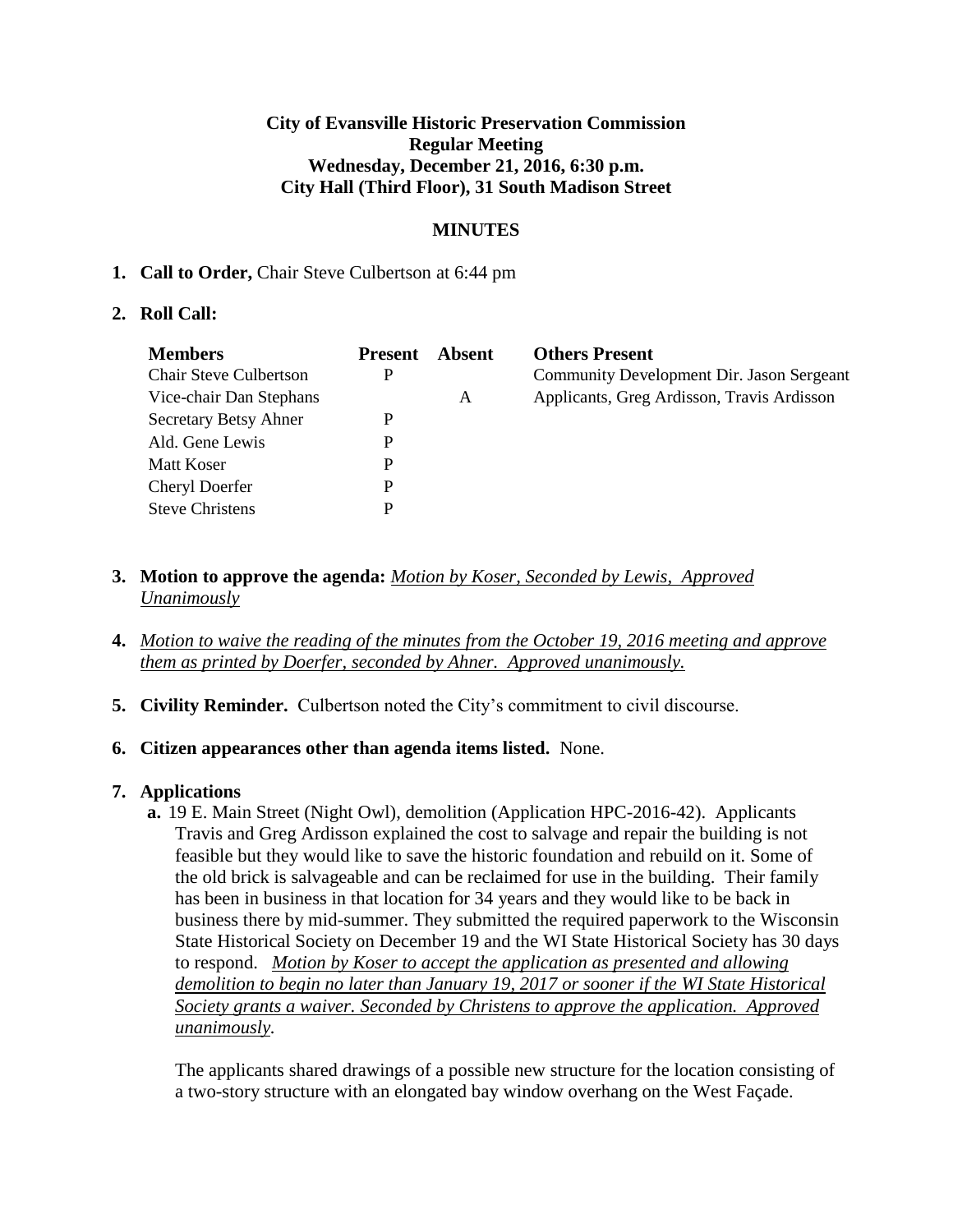**City of Evansville Historic Preservation Commission**
**Regular Meeting**
**Wednesday, December 21, 2016, 6:30 p.m.**
**City Hall (Third Floor), 31 South Madison Street**

**MINUTES**

1. **Call to Order,** Chair Steve Culbertson at 6:44 pm

2. **Roll Call:**

| Members | Present | Absent | Others Present |
|---|---|---|---|
| Chair Steve Culbertson | P | | Community Development Dir. Jason Sergeant |
| Vice-chair Dan Stephans | | A | Applicants, Greg Ardisson, Travis Ardisson |
| Secretary Betsy Ahner | P | | |
| Ald. Gene Lewis | P | | |
| Matt Koser | P | | |
| Cheryl Doerfer | P | | |
| Steve Christens | P | | |

3. **Motion to approve the agenda:** _Motion by Koser, Seconded by Lewis, Approved Unanimously_

4. _Motion to waive the reading of the minutes from the October 19, 2016 meeting and approve them as printed by Doerfer, seconded by Ahner. Approved unanimously._

5. **Civility Reminder.** Culbertson noted the City's commitment to civil discourse.

6. **Citizen appearances other than agenda items listed.** None.

7. **Applications**

   **a.** 19 E. Main Street (Night Owl), demolition (Application HPC-2016-42). Applicants Travis and Greg Ardisson explained the cost to salvage and repair the building is not feasible but they would like to save the historic foundation and rebuild on it. Some of the old brick is salvageable and can be reclaimed for use in the building. Their family has been in business in that location for 34 years and they would like to be back in business there by mid-summer. They submitted the required paperwork to the Wisconsin State Historical Society on December 19 and the WI State Historical Society has 30 days to respond. _Motion by Koser to accept the application as presented and allowing demolition to begin no later than January 19, 2017 or sooner if the WI State Historical Society grants a waiver. Seconded by Christens to approve the application. Approved unanimously._

   The applicants shared drawings of a possible new structure for the location consisting of a two-story structure with an elongated bay window overhang on the West Façade.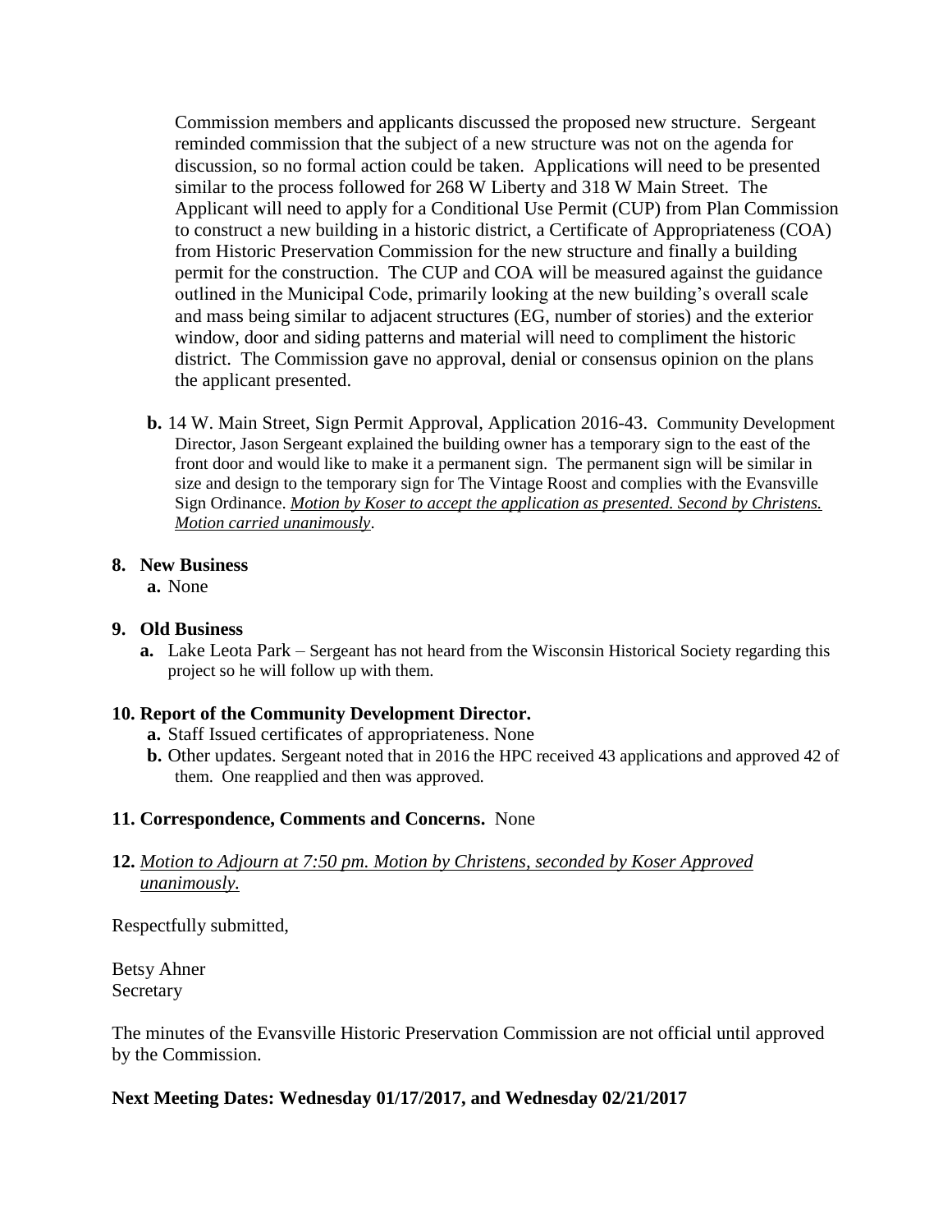Commission members and applicants discussed the proposed new structure. Sergeant reminded commission that the subject of a new structure was not on the agenda for discussion, so no formal action could be taken. Applications will need to be presented similar to the process followed for 268 W Liberty and 318 W Main Street. The Applicant will need to apply for a Conditional Use Permit (CUP) from Plan Commission to construct a new building in a historic district, a Certificate of Appropriateness (COA) from Historic Preservation Commission for the new structure and finally a building permit for the construction. The CUP and COA will be measured against the guidance outlined in the Municipal Code, primarily looking at the new building's overall scale and mass being similar to adjacent structures (EG, number of stories) and the exterior window, door and siding patterns and material will need to compliment the historic district. The Commission gave no approval, denial or consensus opinion on the plans the applicant presented.

**b.** 14 W. Main Street, Sign Permit Approval, Application 2016-43. Community Development Director, Jason Sergeant explained the building owner has a temporary sign to the east of the front door and would like to make it a permanent sign. The permanent sign will be similar in size and design to the temporary sign for The Vintage Roost and complies with the Evansville Sign Ordinance. *Motion by Koser to accept the application as presented. Second by Christens. Motion carried unanimously*.

**8. New Business**

**a.** None

**9. Old Business**

**a.** Lake Leota Park – Sergeant has not heard from the Wisconsin Historical Society regarding this project so he will follow up with them.

**10. Report of the Community Development Director.**

**a.** Staff Issued certificates of appropriateness. None

**b.** Other updates. Sergeant noted that in 2016 the HPC received 43 applications and approved 42 of them. One reapplied and then was approved.

**11. Correspondence, Comments and Concerns.** None

**12.** *Motion to Adjourn at 7:50 pm. Motion by Christens, seconded by Koser Approved unanimously.*

Respectfully submitted,

Betsy Ahner
Secretary

The minutes of the Evansville Historic Preservation Commission are not official until approved by the Commission.

**Next Meeting Dates: Wednesday 01/17/2017, and Wednesday 02/21/2017**